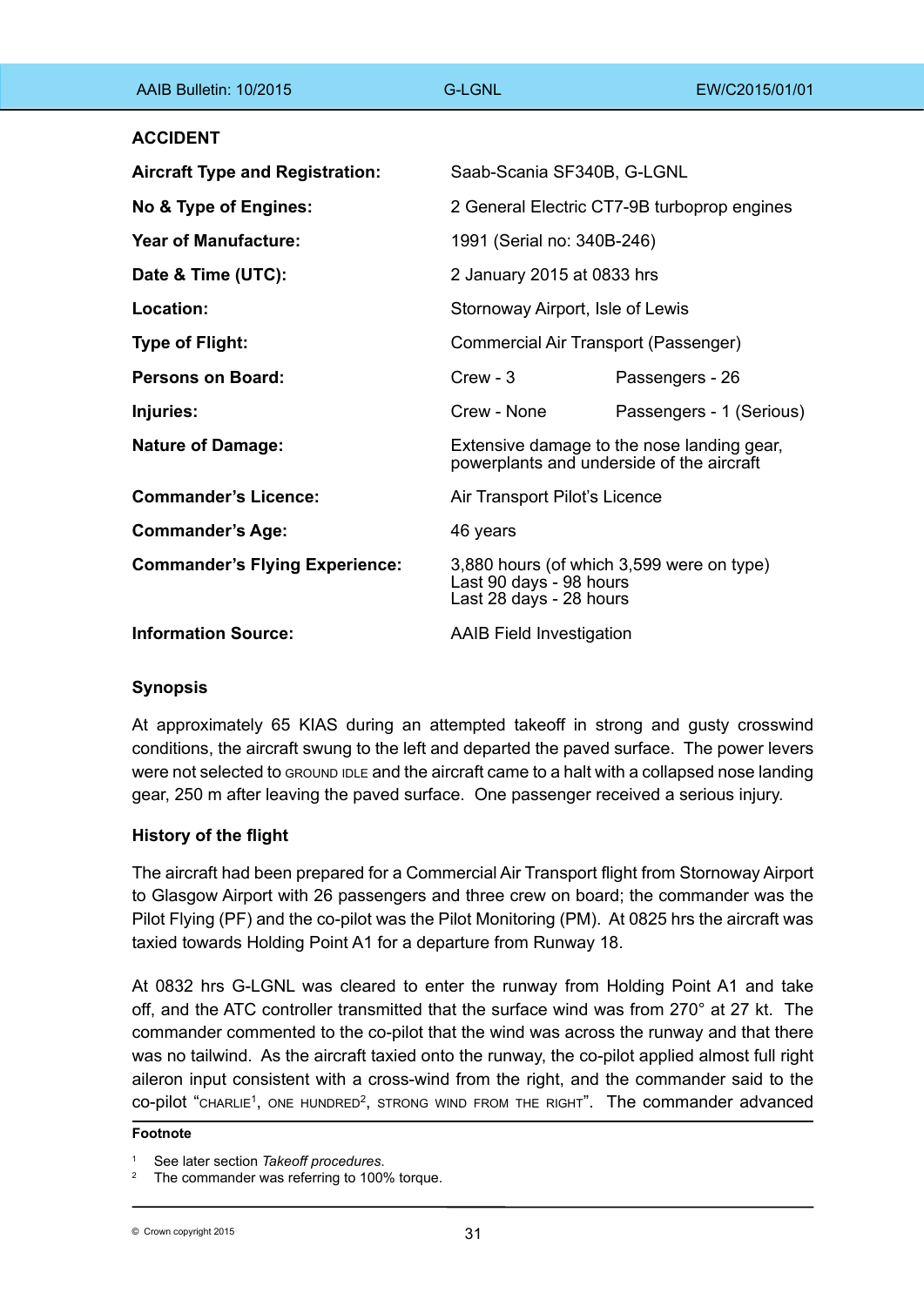## ACCIDENT

| | | |
|---|---|---|
| **Aircraft Type and Registration:** | Saab-Scania SF340B, G-LGNL | |
| **No & Type of Engines:** | 2 General Electric CT7-9B turboprop engines | |
| **Year of Manufacture:** | 1991 (Serial no: 340B-246) | |
| **Date & Time (UTC):** | 2 January 2015 at 0833 hrs | |
| **Location:** | Stornoway Airport, Isle of Lewis | |
| **Type of Flight:** | Commercial Air Transport (Passenger) | |
| **Persons on Board:** | Crew - 3 | Passengers - 26 |
| **Injuries:** | Crew - None | Passengers - 1 (Serious) |
| **Nature of Damage:** | Extensive damage to the nose landing gear, powerplants and underside of the aircraft | |
| **Commander's Licence:** | Air Transport Pilot's Licence | |
| **Commander's Age:** | 46 years | |
| **Commander's Flying Experience:** | 3,880 hours (of which 3,599 were on type)<br>Last 90 days - 98 hours<br>Last 28 days - 28 hours | |
| **Information Source:** | AAIB Field Investigation | |

### Synopsis

At approximately 65 KIAS during an attempted takeoff in strong and gusty crosswind conditions, the aircraft swung to the left and departed the paved surface. The power levers were not selected to GROUND IDLE and the aircraft came to a halt with a collapsed nose landing gear, 250 m after leaving the paved surface. One passenger received a serious injury.

### History of the flight

The aircraft had been prepared for a Commercial Air Transport flight from Stornoway Airport to Glasgow Airport with 26 passengers and three crew on board; the commander was the Pilot Flying (PF) and the co-pilot was the Pilot Monitoring (PM). At 0825 hrs the aircraft was taxied towards Holding Point A1 for a departure from Runway 18.

At 0832 hrs G-LGNL was cleared to enter the runway from Holding Point A1 and take off, and the ATC controller transmitted that the surface wind was from 270° at 27 kt. The commander commented to the co-pilot that the wind was across the runway and that there was no tailwind. As the aircraft taxied onto the runway, the co-pilot applied almost full right aileron input consistent with a cross-wind from the right, and the commander said to the co-pilot "CHARLIE[1], ONE HUNDRED[2], STRONG WIND FROM THE RIGHT". The commander advanced

---

**Footnote**

[1] See later section *Takeoff procedures*.

[2] The commander was referring to 100% torque.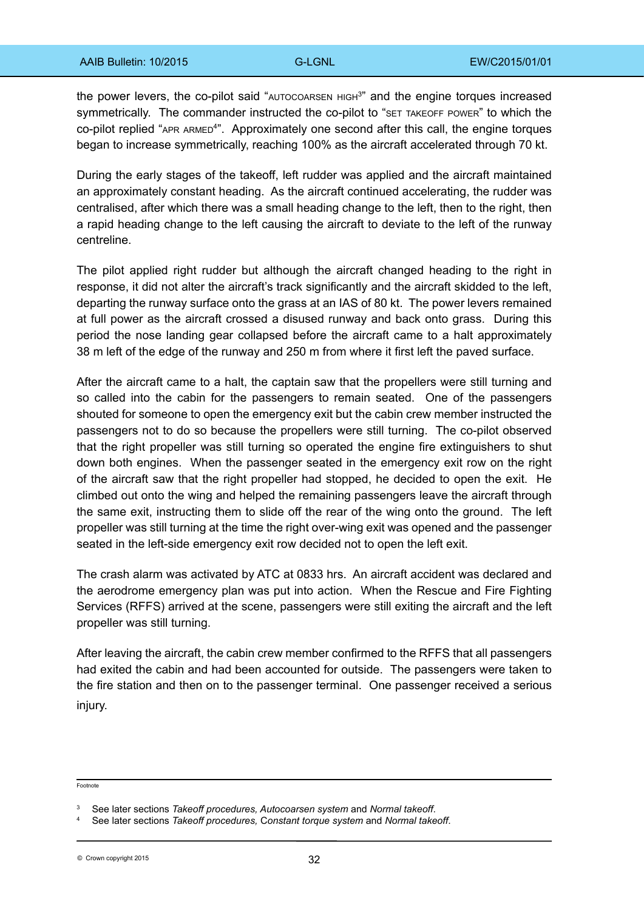the power levers, the co-pilot said "AUTOCOARSEN HIGH[3]" and the engine torques increased symmetrically. The commander instructed the co-pilot to "SET TAKEOFF POWER" to which the co-pilot replied "APR ARMED[4]". Approximately one second after this call, the engine torques began to increase symmetrically, reaching 100% as the aircraft accelerated through 70 kt.

During the early stages of the takeoff, left rudder was applied and the aircraft maintained an approximately constant heading. As the aircraft continued accelerating, the rudder was centralised, after which there was a small heading change to the left, then to the right, then a rapid heading change to the left causing the aircraft to deviate to the left of the runway centreline.

The pilot applied right rudder but although the aircraft changed heading to the right in response, it did not alter the aircraft's track significantly and the aircraft skidded to the left, departing the runway surface onto the grass at an IAS of 80 kt. The power levers remained at full power as the aircraft crossed a disused runway and back onto grass. During this period the nose landing gear collapsed before the aircraft came to a halt approximately 38 m left of the edge of the runway and 250 m from where it first left the paved surface.

After the aircraft came to a halt, the captain saw that the propellers were still turning and so called into the cabin for the passengers to remain seated. One of the passengers shouted for someone to open the emergency exit but the cabin crew member instructed the passengers not to do so because the propellers were still turning. The co-pilot observed that the right propeller was still turning so operated the engine fire extinguishers to shut down both engines. When the passenger seated in the emergency exit row on the right of the aircraft saw that the right propeller had stopped, he decided to open the exit. He climbed out onto the wing and helped the remaining passengers leave the aircraft through the same exit, instructing them to slide off the rear of the wing onto the ground. The left propeller was still turning at the time the right over-wing exit was opened and the passenger seated in the left-side emergency exit row decided not to open the left exit.

The crash alarm was activated by ATC at 0833 hrs. An aircraft accident was declared and the aerodrome emergency plan was put into action. When the Rescue and Fire Fighting Services (RFFS) arrived at the scene, passengers were still exiting the aircraft and the left propeller was still turning.

After leaving the aircraft, the cabin crew member confirmed to the RFFS that all passengers had exited the cabin and had been accounted for outside. The passengers were taken to the fire station and then on to the passenger terminal. One passenger received a serious injury.

---

Footnote

[3] See later sections *Takeoff procedures, Autocoarsen system* and *Normal takeoff*.

[4] See later sections *Takeoff procedures,* C*onstant torque system* and *Normal takeoff*.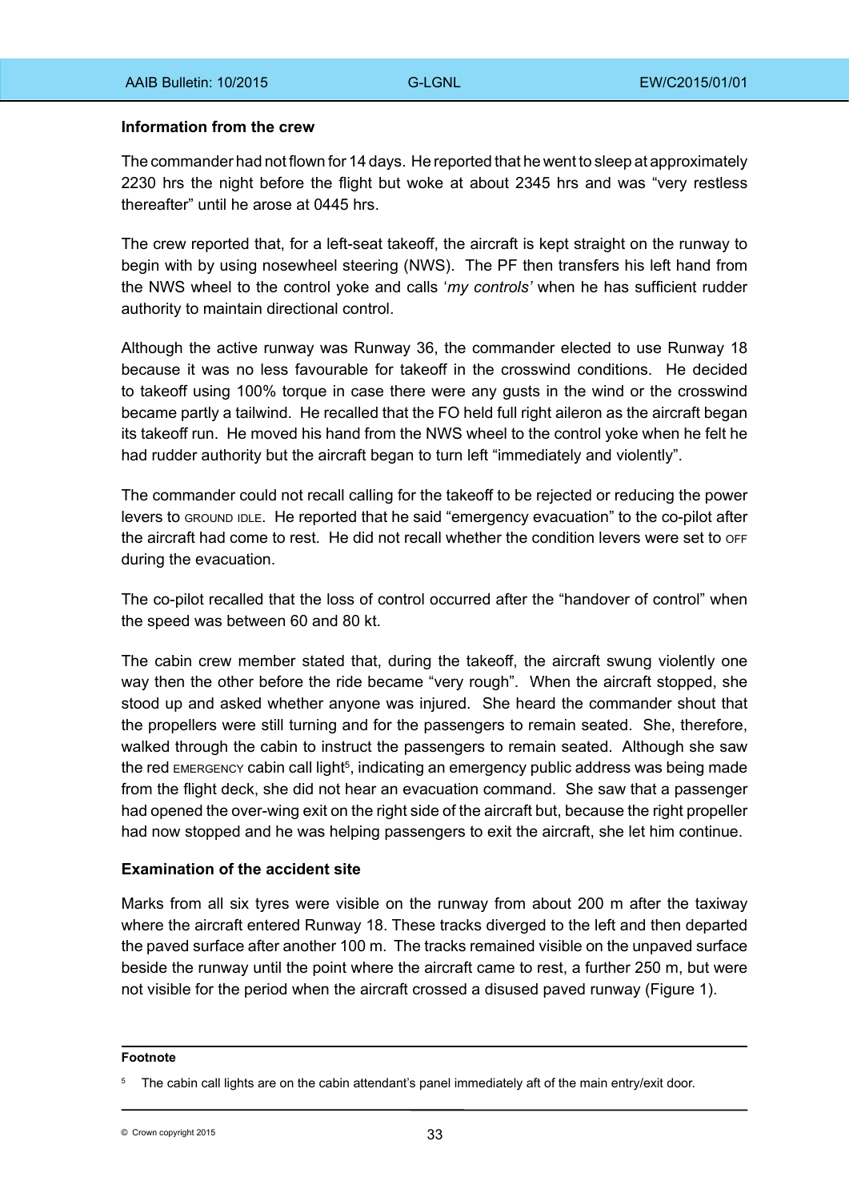**Information from the crew**

The commander had not flown for 14 days. He reported that he went to sleep at approximately 2230 hrs the night before the flight but woke at about 2345 hrs and was "very restless thereafter" until he arose at 0445 hrs.

The crew reported that, for a left-seat takeoff, the aircraft is kept straight on the runway to begin with by using nosewheel steering (NWS). The PF then transfers his left hand from the NWS wheel to the control yoke and calls '*my controls'* when he has sufficient rudder authority to maintain directional control.

Although the active runway was Runway 36, the commander elected to use Runway 18 because it was no less favourable for takeoff in the crosswind conditions. He decided to takeoff using 100% torque in case there were any gusts in the wind or the crosswind became partly a tailwind. He recalled that the FO held full right aileron as the aircraft began its takeoff run. He moved his hand from the NWS wheel to the control yoke when he felt he had rudder authority but the aircraft began to turn left "immediately and violently".

The commander could not recall calling for the takeoff to be rejected or reducing the power levers to GROUND IDLE. He reported that he said "emergency evacuation" to the co-pilot after the aircraft had come to rest. He did not recall whether the condition levers were set to OFF during the evacuation.

The co-pilot recalled that the loss of control occurred after the "handover of control" when the speed was between 60 and 80 kt.

The cabin crew member stated that, during the takeoff, the aircraft swung violently one way then the other before the ride became "very rough". When the aircraft stopped, she stood up and asked whether anyone was injured. She heard the commander shout that the propellers were still turning and for the passengers to remain seated. She, therefore, walked through the cabin to instruct the passengers to remain seated. Although she saw the red EMERGENCY cabin call light[5], indicating an emergency public address was being made from the flight deck, she did not hear an evacuation command. She saw that a passenger had opened the over-wing exit on the right side of the aircraft but, because the right propeller had now stopped and he was helping passengers to exit the aircraft, she let him continue.

**Examination of the accident site**

Marks from all six tyres were visible on the runway from about 200 m after the taxiway where the aircraft entered Runway 18. These tracks diverged to the left and then departed the paved surface after another 100 m. The tracks remained visible on the unpaved surface beside the runway until the point where the aircraft came to rest, a further 250 m, but were not visible for the period when the aircraft crossed a disused paved runway (Figure 1).

**Footnote**

[5] The cabin call lights are on the cabin attendant's panel immediately aft of the main entry/exit door.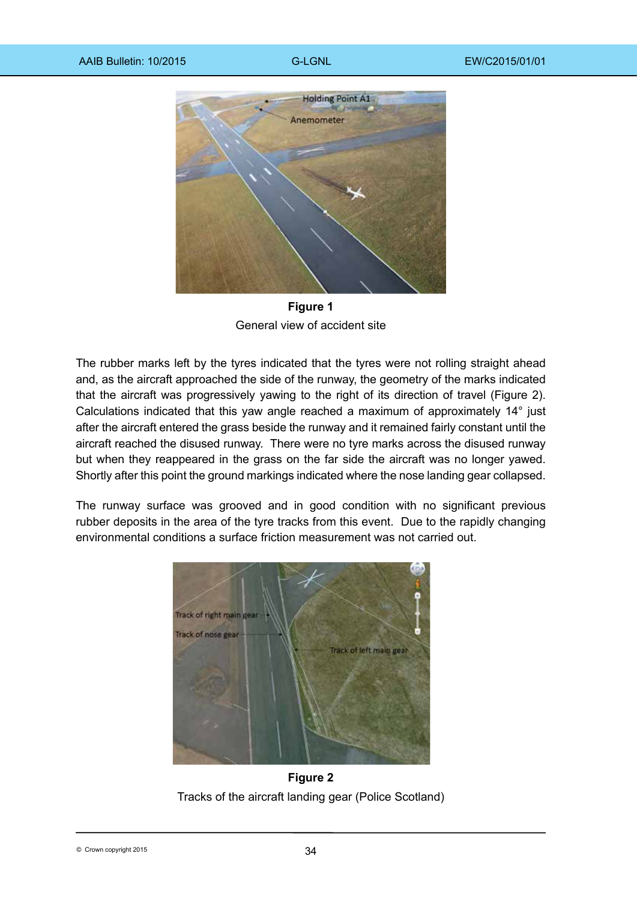**Figure 1**
General view of accident site

The rubber marks left by the tyres indicated that the tyres were not rolling straight ahead and, as the aircraft approached the side of the runway, the geometry of the marks indicated that the aircraft was progressively yawing to the right of its direction of travel (Figure 2). Calculations indicated that this yaw angle reached a maximum of approximately 14° just after the aircraft entered the grass beside the runway and it remained fairly constant until the aircraft reached the disused runway. There were no tyre marks across the disused runway but when they reappeared in the grass on the far side the aircraft was no longer yawed. Shortly after this point the ground markings indicated where the nose landing gear collapsed.

The runway surface was grooved and in good condition with no significant previous rubber deposits in the area of the tyre tracks from this event. Due to the rapidly changing environmental conditions a surface friction measurement was not carried out.

**Figure 2**
Tracks of the aircraft landing gear (Police Scotland)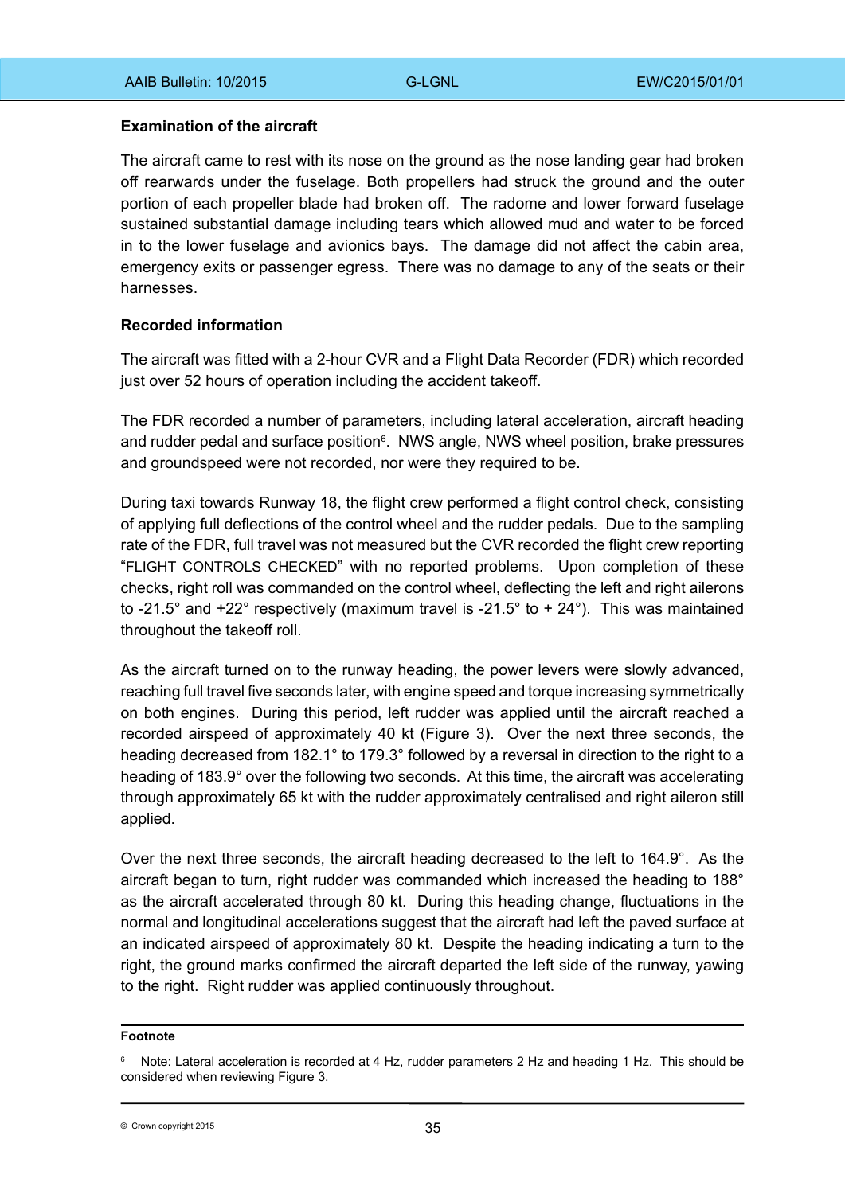**Examination of the aircraft**

The aircraft came to rest with its nose on the ground as the nose landing gear had broken off rearwards under the fuselage. Both propellers had struck the ground and the outer portion of each propeller blade had broken off. The radome and lower forward fuselage sustained substantial damage including tears which allowed mud and water to be forced in to the lower fuselage and avionics bays. The damage did not affect the cabin area, emergency exits or passenger egress. There was no damage to any of the seats or their harnesses.

**Recorded information**

The aircraft was fitted with a 2-hour CVR and a Flight Data Recorder (FDR) which recorded just over 52 hours of operation including the accident takeoff.

The FDR recorded a number of parameters, including lateral acceleration, aircraft heading and rudder pedal and surface position[6]. NWS angle, NWS wheel position, brake pressures and groundspeed were not recorded, nor were they required to be.

During taxi towards Runway 18, the flight crew performed a flight control check, consisting of applying full deflections of the control wheel and the rudder pedals. Due to the sampling rate of the FDR, full travel was not measured but the CVR recorded the flight crew reporting "FLIGHT CONTROLS CHECKED" with no reported problems. Upon completion of these checks, right roll was commanded on the control wheel, deflecting the left and right ailerons to -21.5° and +22° respectively (maximum travel is -21.5° to + 24°). This was maintained throughout the takeoff roll.

As the aircraft turned on to the runway heading, the power levers were slowly advanced, reaching full travel five seconds later, with engine speed and torque increasing symmetrically on both engines. During this period, left rudder was applied until the aircraft reached a recorded airspeed of approximately 40 kt (Figure 3). Over the next three seconds, the heading decreased from 182.1° to 179.3° followed by a reversal in direction to the right to a heading of 183.9° over the following two seconds. At this time, the aircraft was accelerating through approximately 65 kt with the rudder approximately centralised and right aileron still applied.

Over the next three seconds, the aircraft heading decreased to the left to 164.9°. As the aircraft began to turn, right rudder was commanded which increased the heading to 188° as the aircraft accelerated through 80 kt. During this heading change, fluctuations in the normal and longitudinal accelerations suggest that the aircraft had left the paved surface at an indicated airspeed of approximately 80 kt. Despite the heading indicating a turn to the right, the ground marks confirmed the aircraft departed the left side of the runway, yawing to the right. Right rudder was applied continuously throughout.

**Footnote**

[6] Note: Lateral acceleration is recorded at 4 Hz, rudder parameters 2 Hz and heading 1 Hz. This should be considered when reviewing Figure 3.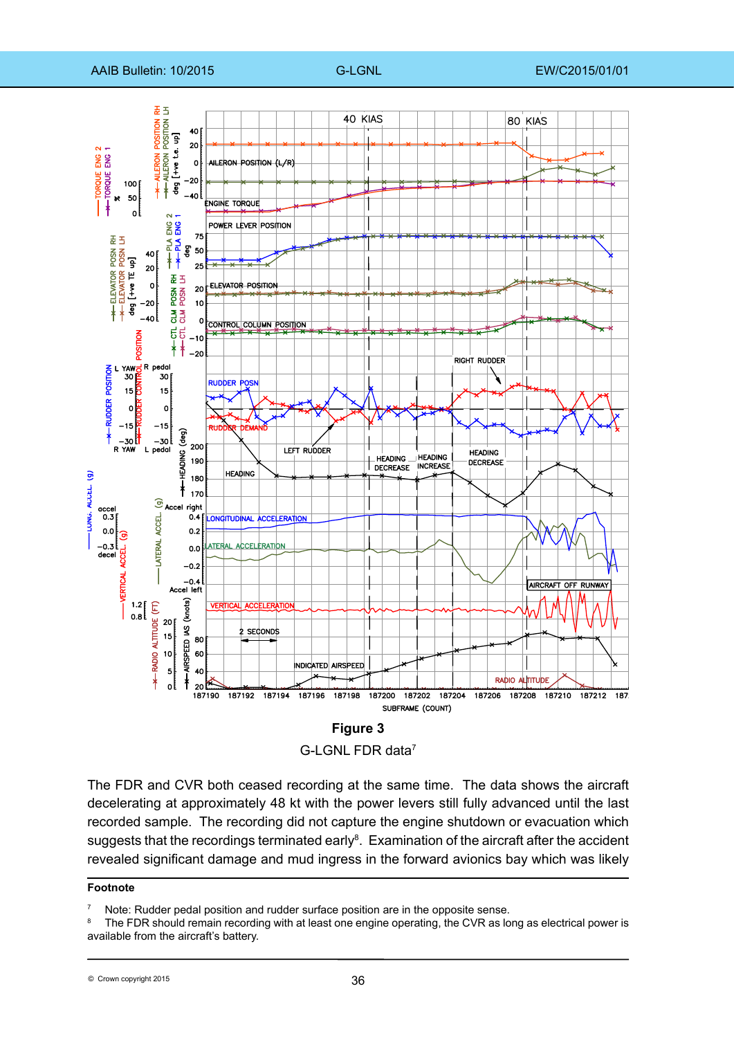**Figure 3**

G-LGNL FDR data[7]

The FDR and CVR both ceased recording at the same time. The data shows the aircraft decelerating at approximately 48 kt with the power levers still fully advanced until the last recorded sample. The recording did not capture the engine shutdown or evacuation which suggests that the recordings terminated early[8]. Examination of the aircraft after the accident revealed significant damage and mud ingress in the forward avionics bay which was likely

**Footnote**

[7] Note: Rudder pedal position and rudder surface position are in the opposite sense.

[8] The FDR should remain recording with at least one engine operating, the CVR as long as electrical power is available from the aircraft's battery.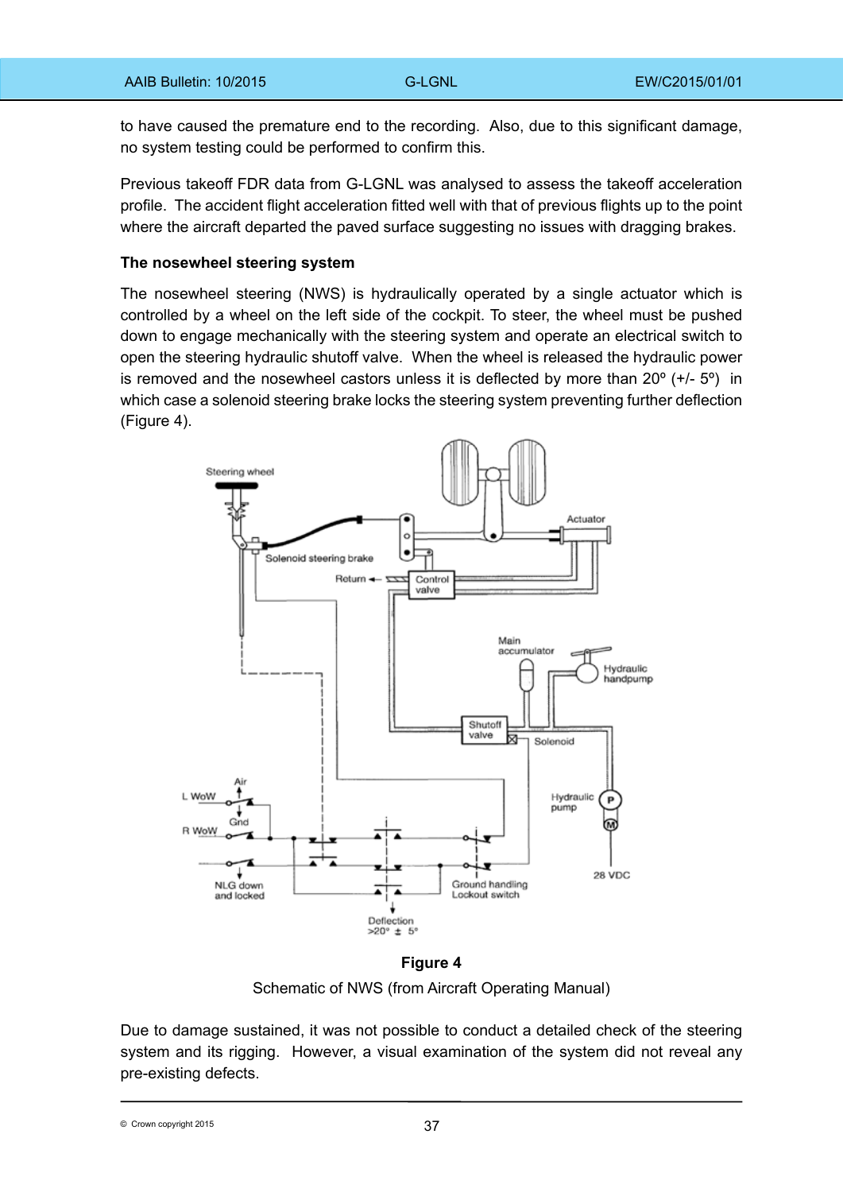to have caused the premature end to the recording. Also, due to this significant damage, no system testing could be performed to confirm this.

Previous takeoff FDR data from G-LGNL was analysed to assess the takeoff acceleration profile. The accident flight acceleration fitted well with that of previous flights up to the point where the aircraft departed the paved surface suggesting no issues with dragging brakes.

**The nosewheel steering system**

The nosewheel steering (NWS) is hydraulically operated by a single actuator which is controlled by a wheel on the left side of the cockpit. To steer, the wheel must be pushed down to engage mechanically with the steering system and operate an electrical switch to open the steering hydraulic shutoff valve. When the wheel is released the hydraulic power is removed and the nosewheel castors unless it is deflected by more than 20º (+/- 5º) in which case a solenoid steering brake locks the steering system preventing further deflection (Figure 4).

**Figure 4**

Schematic of NWS (from Aircraft Operating Manual)

Due to damage sustained, it was not possible to conduct a detailed check of the steering system and its rigging. However, a visual examination of the system did not reveal any pre-existing defects.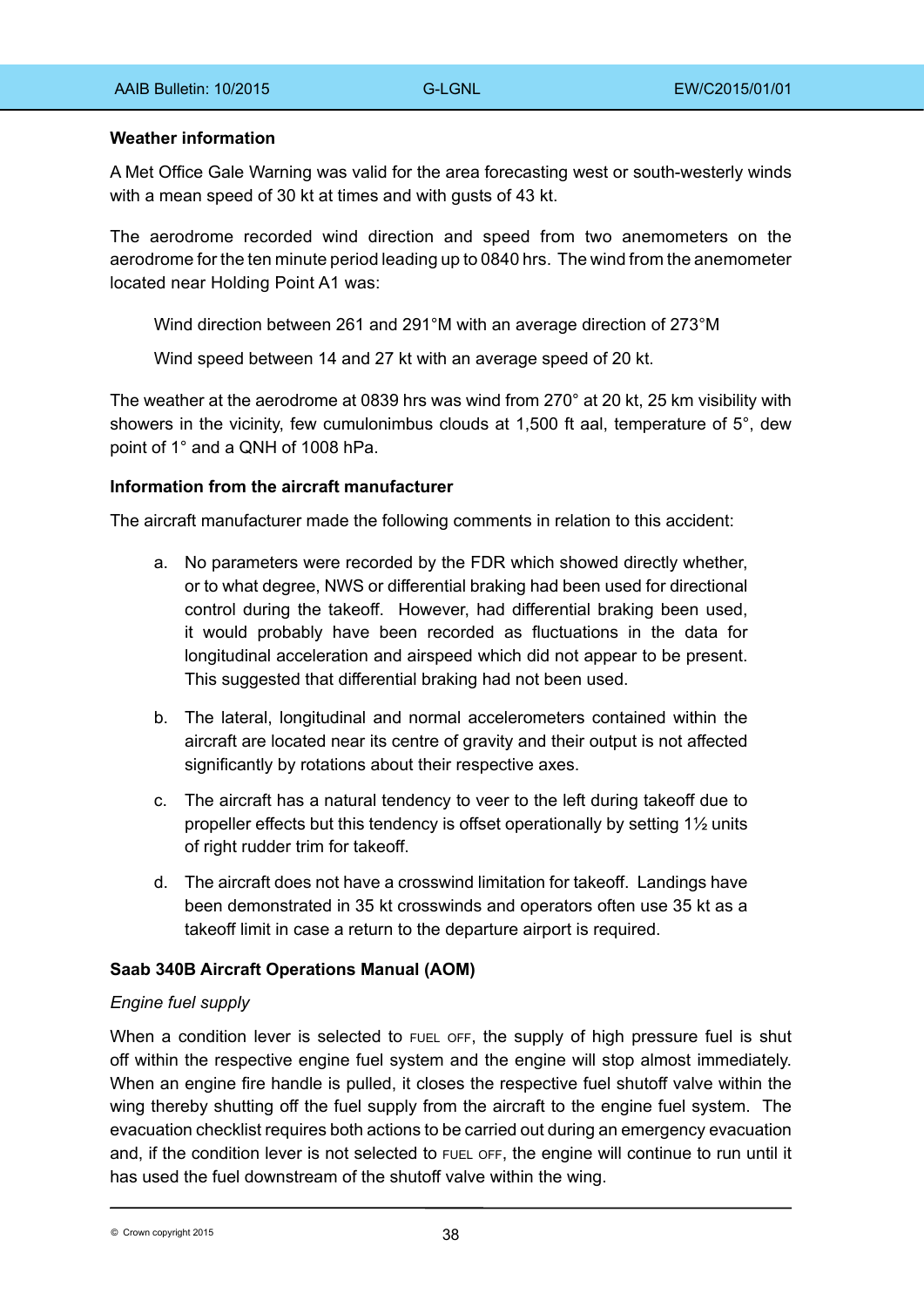**Weather information**

A Met Office Gale Warning was valid for the area forecasting west or south-westerly winds with a mean speed of 30 kt at times and with gusts of 43 kt.

The aerodrome recorded wind direction and speed from two anemometers on the aerodrome for the ten minute period leading up to 0840 hrs. The wind from the anemometer located near Holding Point A1 was:

> Wind direction between 261 and 291°M with an average direction of 273°M
>
> Wind speed between 14 and 27 kt with an average speed of 20 kt.

The weather at the aerodrome at 0839 hrs was wind from 270° at 20 kt, 25 km visibility with showers in the vicinity, few cumulonimbus clouds at 1,500 ft aal, temperature of 5°, dew point of 1° and a QNH of 1008 hPa.

**Information from the aircraft manufacturer**

The aircraft manufacturer made the following comments in relation to this accident:

a. No parameters were recorded by the FDR which showed directly whether, or to what degree, NWS or differential braking had been used for directional control during the takeoff. However, had differential braking been used, it would probably have been recorded as fluctuations in the data for longitudinal acceleration and airspeed which did not appear to be present. This suggested that differential braking had not been used.

b. The lateral, longitudinal and normal accelerometers contained within the aircraft are located near its centre of gravity and their output is not affected significantly by rotations about their respective axes.

c. The aircraft has a natural tendency to veer to the left during takeoff due to propeller effects but this tendency is offset operationally by setting 1½ units of right rudder trim for takeoff.

d. The aircraft does not have a crosswind limitation for takeoff. Landings have been demonstrated in 35 kt crosswinds and operators often use 35 kt as a takeoff limit in case a return to the departure airport is required.

**Saab 340B Aircraft Operations Manual (AOM)**

*Engine fuel supply*

When a condition lever is selected to FUEL OFF, the supply of high pressure fuel is shut off within the respective engine fuel system and the engine will stop almost immediately. When an engine fire handle is pulled, it closes the respective fuel shutoff valve within the wing thereby shutting off the fuel supply from the aircraft to the engine fuel system. The evacuation checklist requires both actions to be carried out during an emergency evacuation and, if the condition lever is not selected to FUEL OFF, the engine will continue to run until it has used the fuel downstream of the shutoff valve within the wing.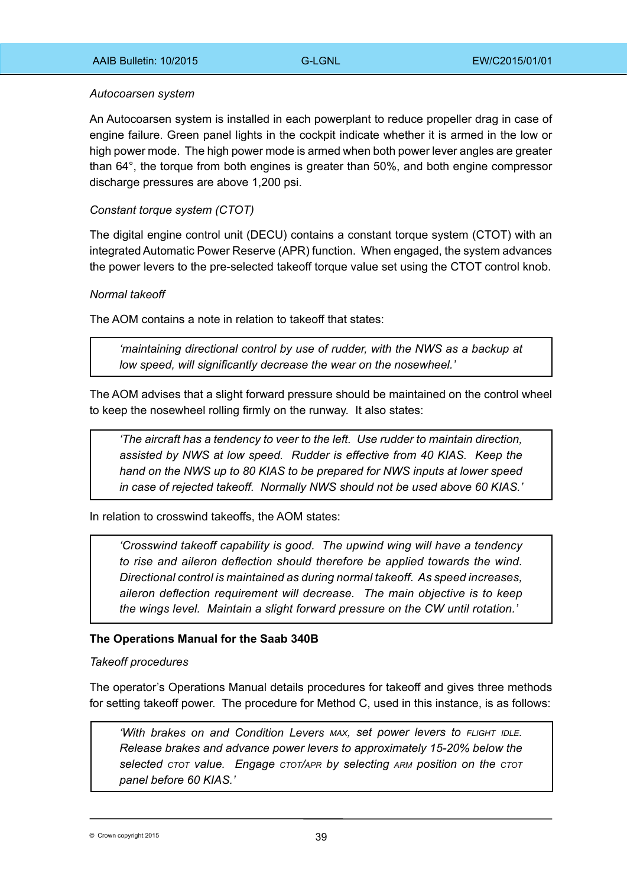*Autocoarsen system*

An Autocoarsen system is installed in each powerplant to reduce propeller drag in case of engine failure. Green panel lights in the cockpit indicate whether it is armed in the low or high power mode. The high power mode is armed when both power lever angles are greater than 64°, the torque from both engines is greater than 50%, and both engine compressor discharge pressures are above 1,200 psi.

*Constant torque system (CTOT)*

The digital engine control unit (DECU) contains a constant torque system (CTOT) with an integrated Automatic Power Reserve (APR) function. When engaged, the system advances the power levers to the pre-selected takeoff torque value set using the CTOT control knob.

*Normal takeoff*

The AOM contains a note in relation to takeoff that states:

> *'maintaining directional control by use of rudder, with the NWS as a backup at low speed, will significantly decrease the wear on the nosewheel.'*

The AOM advises that a slight forward pressure should be maintained on the control wheel to keep the nosewheel rolling firmly on the runway. It also states:

> *'The aircraft has a tendency to veer to the left. Use rudder to maintain direction, assisted by NWS at low speed. Rudder is effective from 40 KIAS. Keep the hand on the NWS up to 80 KIAS to be prepared for NWS inputs at lower speed in case of rejected takeoff. Normally NWS should not be used above 60 KIAS.'*

In relation to crosswind takeoffs, the AOM states:

> *'Crosswind takeoff capability is good. The upwind wing will have a tendency to rise and aileron deflection should therefore be applied towards the wind. Directional control is maintained as during normal takeoff. As speed increases, aileron deflection requirement will decrease. The main objective is to keep the wings level. Maintain a slight forward pressure on the CW until rotation.'*

**The Operations Manual for the Saab 340B**

*Takeoff procedures*

The operator's Operations Manual details procedures for takeoff and gives three methods for setting takeoff power. The procedure for Method C, used in this instance, is as follows:

> *'With brakes on and Condition Levers MAX, set power levers to FLIGHT IDLE. Release brakes and advance power levers to approximately 15-20% below the selected CTOT value. Engage CTOT/APR by selecting ARM position on the CTOT panel before 60 KIAS.'*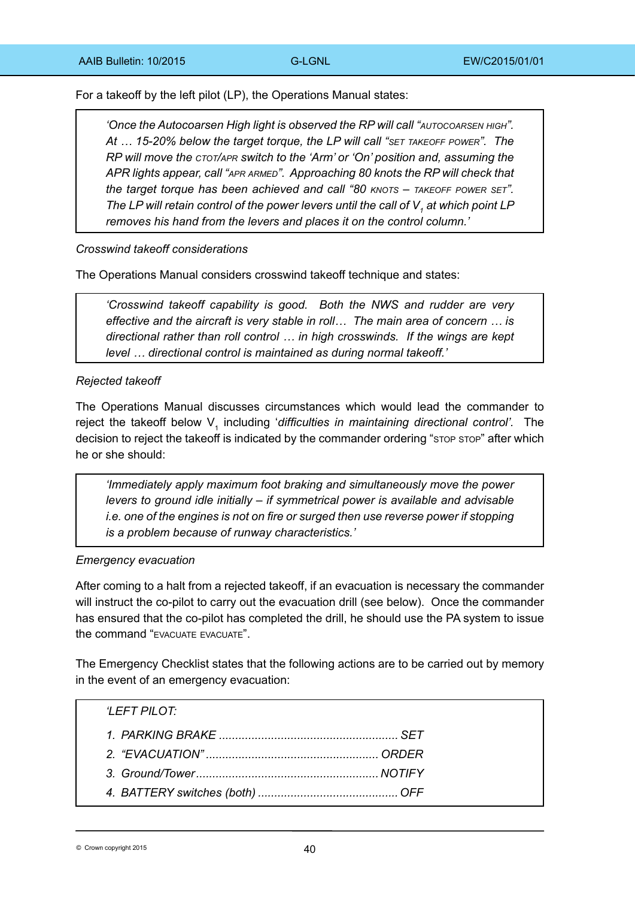For a takeoff by the left pilot (LP), the Operations Manual states:

> *'Once the Autocoarsen High light is observed the RP will call "AUTOCOARSEN HIGH". At … 15-20% below the target torque, the LP will call "SET TAKEOFF POWER". The RP will move the CTOT/APR switch to the 'Arm' or 'On' position and, assuming the APR lights appear, call "APR ARMED". Approaching 80 knots the RP will check that the target torque has been achieved and call "80 KNOTS – TAKEOFF POWER SET". The LP will retain control of the power levers until the call of $V_1$ at which point LP removes his hand from the levers and places it on the control column.'*

*Crosswind takeoff considerations*

The Operations Manual considers crosswind takeoff technique and states:

> *'Crosswind takeoff capability is good. Both the NWS and rudder are very effective and the aircraft is very stable in roll… The main area of concern … is directional rather than roll control … in high crosswinds. If the wings are kept level … directional control is maintained as during normal takeoff.'*

*Rejected takeoff*

The Operations Manual discusses circumstances which would lead the commander to reject the takeoff below $V_1$ including '*difficulties in maintaining directional control*'. The decision to reject the takeoff is indicated by the commander ordering "STOP STOP" after which he or she should:

> *'Immediately apply maximum foot braking and simultaneously move the power levers to ground idle initially – if symmetrical power is available and advisable i.e. one of the engines is not on fire or surged then use reverse power if stopping is a problem because of runway characteristics.'*

*Emergency evacuation*

After coming to a halt from a rejected takeoff, if an evacuation is necessary the commander will instruct the co-pilot to carry out the evacuation drill (see below). Once the commander has ensured that the co-pilot has completed the drill, he should use the PA system to issue the command "EVACUATE EVACUATE".

The Emergency Checklist states that the following actions are to be carried out by memory in the event of an emergency evacuation:

> *'LEFT PILOT:*
>
> 1. *PARKING BRAKE ....................................................... SET*
> 2. *"EVACUATION" ..................................................... ORDER*
> 3. *Ground/Tower ........................................................ NOTIFY*
> 4. *BATTERY switches (both) ........................................... OFF*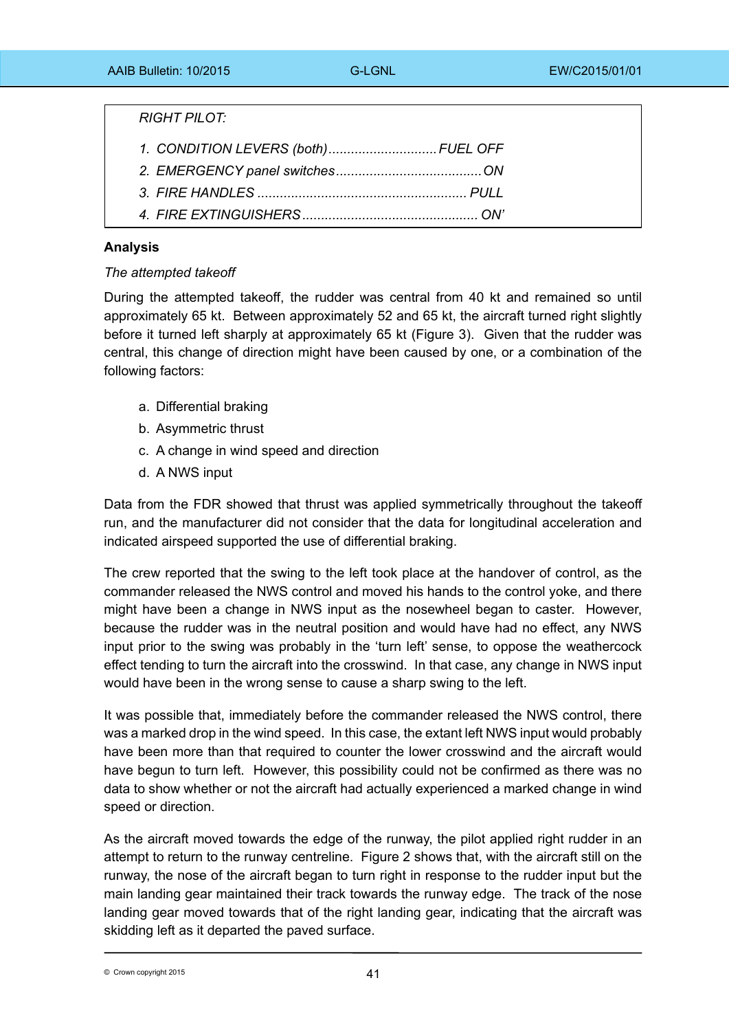*RIGHT PILOT:*

*1. CONDITION LEVERS (both)............................. FUEL OFF*
*2. EMERGENCY panel switches....................................... ON*
*3. FIRE HANDLES ........................................................ PULL*
*4. FIRE EXTINGUISHERS............................................... ON'*

**Analysis**

*The attempted takeoff*

During the attempted takeoff, the rudder was central from 40 kt and remained so until approximately 65 kt. Between approximately 52 and 65 kt, the aircraft turned right slightly before it turned left sharply at approximately 65 kt (Figure 3). Given that the rudder was central, this change of direction might have been caused by one, or a combination of the following factors:

a. Differential braking
b. Asymmetric thrust
c. A change in wind speed and direction
d. A NWS input

Data from the FDR showed that thrust was applied symmetrically throughout the takeoff run, and the manufacturer did not consider that the data for longitudinal acceleration and indicated airspeed supported the use of differential braking.

The crew reported that the swing to the left took place at the handover of control, as the commander released the NWS control and moved his hands to the control yoke, and there might have been a change in NWS input as the nosewheel began to caster. However, because the rudder was in the neutral position and would have had no effect, any NWS input prior to the swing was probably in the 'turn left' sense, to oppose the weathercock effect tending to turn the aircraft into the crosswind. In that case, any change in NWS input would have been in the wrong sense to cause a sharp swing to the left.

It was possible that, immediately before the commander released the NWS control, there was a marked drop in the wind speed. In this case, the extant left NWS input would probably have been more than that required to counter the lower crosswind and the aircraft would have begun to turn left. However, this possibility could not be confirmed as there was no data to show whether or not the aircraft had actually experienced a marked change in wind speed or direction.

As the aircraft moved towards the edge of the runway, the pilot applied right rudder in an attempt to return to the runway centreline. Figure 2 shows that, with the aircraft still on the runway, the nose of the aircraft began to turn right in response to the rudder input but the main landing gear maintained their track towards the runway edge. The track of the nose landing gear moved towards that of the right landing gear, indicating that the aircraft was skidding left as it departed the paved surface.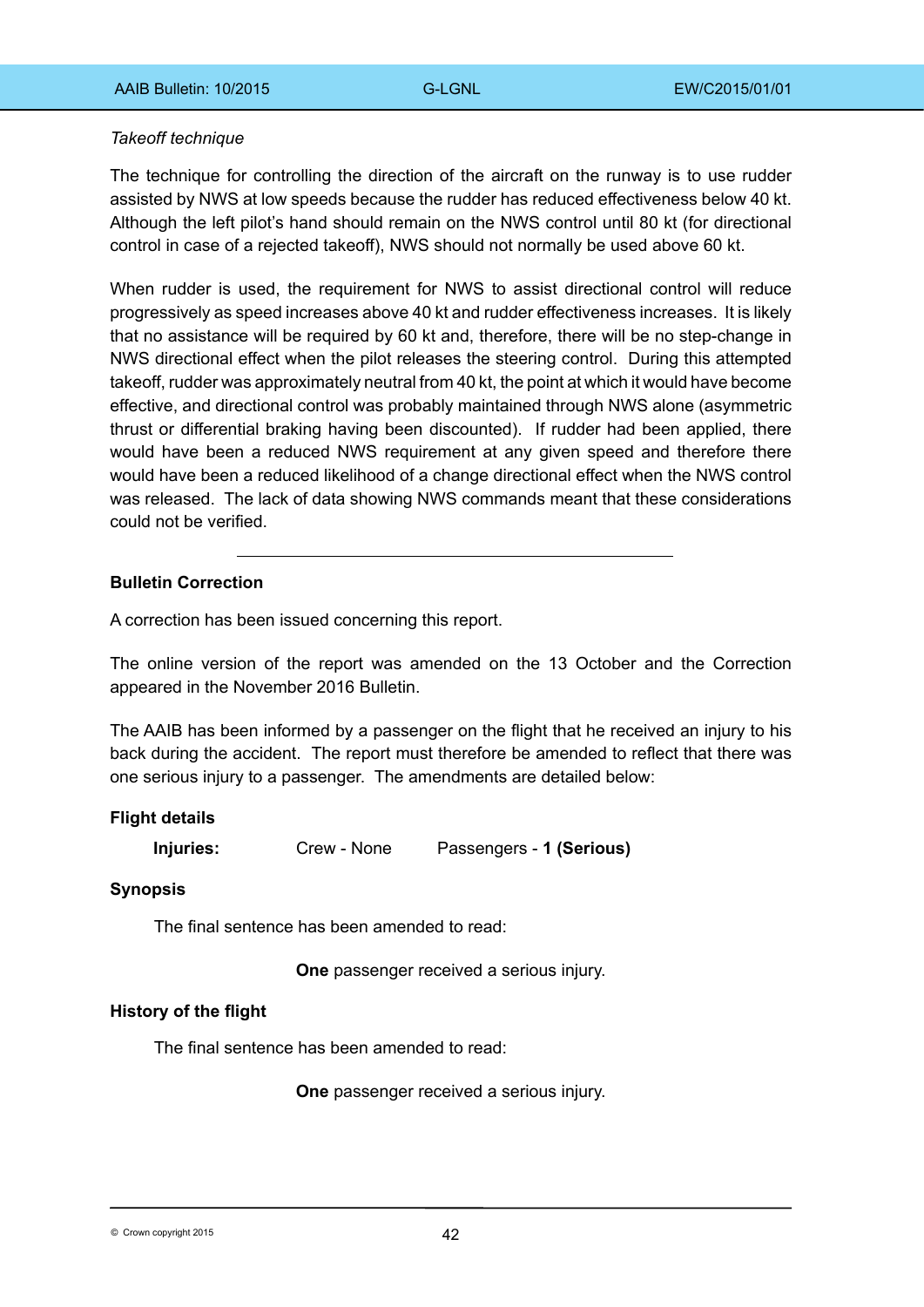*Takeoff technique*

The technique for controlling the direction of the aircraft on the runway is to use rudder assisted by NWS at low speeds because the rudder has reduced effectiveness below 40 kt. Although the left pilot's hand should remain on the NWS control until 80 kt (for directional control in case of a rejected takeoff), NWS should not normally be used above 60 kt.

When rudder is used, the requirement for NWS to assist directional control will reduce progressively as speed increases above 40 kt and rudder effectiveness increases. It is likely that no assistance will be required by 60 kt and, therefore, there will be no step-change in NWS directional effect when the pilot releases the steering control. During this attempted takeoff, rudder was approximately neutral from 40 kt, the point at which it would have become effective, and directional control was probably maintained through NWS alone (asymmetric thrust or differential braking having been discounted). If rudder had been applied, there would have been a reduced NWS requirement at any given speed and therefore there would have been a reduced likelihood of a change directional effect when the NWS control was released. The lack of data showing NWS commands meant that these considerations could not be verified.

---

**Bulletin Correction**

A correction has been issued concerning this report.

The online version of the report was amended on the 13 October and the Correction appeared in the November 2016 Bulletin.

The AAIB has been informed by a passenger on the flight that he received an injury to his back during the accident. The report must therefore be amended to reflect that there was one serious injury to a passenger. The amendments are detailed below:

**Flight details**

**Injuries:** Crew - None Passengers - **1 (Serious)**

**Synopsis**

The final sentence has been amended to read:

**One** passenger received a serious injury.

**History of the flight**

The final sentence has been amended to read:

**One** passenger received a serious injury.